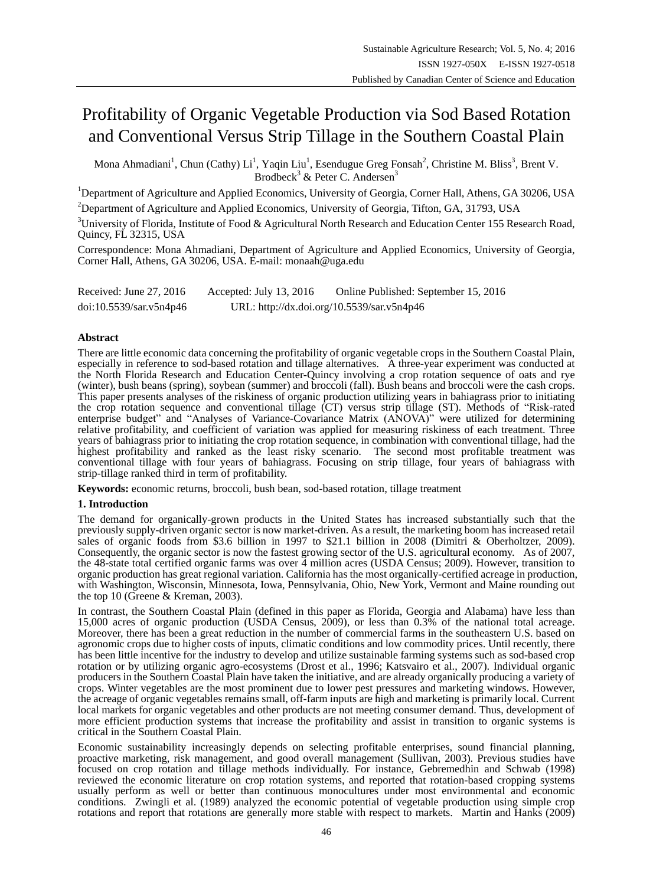# Profitability of Organic Vegetable Production via Sod Based Rotation and Conventional Versus Strip Tillage in the Southern Coastal Plain

Mona Ahmadiani[1], Chun (Cathy) Li[1], Yaqin Liu[1], Esendugue Greg Fonsah[2], Christine M. Bliss[3], Brent V. Brodbeck[3] & Peter C. Andersen[3]

[1]Department of Agriculture and Applied Economics, University of Georgia, Corner Hall, Athens, GA 30206, USA

[2]Department of Agriculture and Applied Economics, University of Georgia, Tifton, GA, 31793, USA

[3]University of Florida, Institute of Food & Agricultural North Research and Education Center 155 Research Road, Quincy, FL 32315, USA

Correspondence: Mona Ahmadiani, Department of Agriculture and Applied Economics, University of Georgia, Corner Hall, Athens, GA 30206, USA. E-mail: monaah@uga.edu

Received: June 27, 2016 Accepted: July 13, 2016 Online Published: September 15, 2016

doi:10.5539/sar.v5n4p46 URL: http://dx.doi.org/10.5539/sar.v5n4p46

## Abstract

There are little economic data concerning the profitability of organic vegetable crops in the Southern Coastal Plain, especially in reference to sod-based rotation and tillage alternatives. A three-year experiment was conducted at the North Florida Research and Education Center-Quincy involving a crop rotation sequence of oats and rye (winter), bush beans (spring), soybean (summer) and broccoli (fall). Bush beans and broccoli were the cash crops. This paper presents analyses of the riskiness of organic production utilizing years in bahiagrass prior to initiating the crop rotation sequence and conventional tillage (CT) versus strip tillage (ST). Methods of "Risk-rated enterprise budget" and "Analyses of Variance-Covariance Matrix (ANOVA)" were utilized for determining relative profitability, and coefficient of variation was applied for measuring riskiness of each treatment. Three years of bahiagrass prior to initiating the crop rotation sequence, in combination with conventional tillage, had the highest profitability and ranked as the least risky scenario. The second most profitable treatment was conventional tillage with four years of bahiagrass. Focusing on strip tillage, four years of bahiagrass with strip-tillage ranked third in term of profitability.

**Keywords:** economic returns, broccoli, bush bean, sod-based rotation, tillage treatment

## 1. Introduction

The demand for organically-grown products in the United States has increased substantially such that the previously supply-driven organic sector is now market-driven. As a result, the marketing boom has increased retail sales of organic foods from $3.6 billion in 1997 to $21.1 billion in 2008 (Dimitri & Oberholtzer, 2009). Consequently, the organic sector is now the fastest growing sector of the U.S. agricultural economy. As of 2007, the 48-state total certified organic farms was over 4 million acres (USDA Census; 2009). However, transition to organic production has great regional variation. California has the most organically-certified acreage in production, with Washington, Wisconsin, Minnesota, Iowa, Pennsylvania, Ohio, New York, Vermont and Maine rounding out the top 10 (Greene & Kreman, 2003).

In contrast, the Southern Coastal Plain (defined in this paper as Florida, Georgia and Alabama) have less than 15,000 acres of organic production (USDA Census, 2009), or less than 0.3% of the national total acreage. Moreover, there has been a great reduction in the number of commercial farms in the southeastern U.S. based on agronomic crops due to higher costs of inputs, climatic conditions and low commodity prices. Until recently, there has been little incentive for the industry to develop and utilize sustainable farming systems such as sod-based crop rotation or by utilizing organic agro-ecosystems (Drost et al., 1996; Katsvairo et al., 2007). Individual organic producers in the Southern Coastal Plain have taken the initiative, and are already organically producing a variety of crops. Winter vegetables are the most prominent due to lower pest pressures and marketing windows. However, the acreage of organic vegetables remains small, off-farm inputs are high and marketing is primarily local. Current local markets for organic vegetables and other products are not meeting consumer demand. Thus, development of more efficient production systems that increase the profitability and assist in transition to organic systems is critical in the Southern Coastal Plain.

Economic sustainability increasingly depends on selecting profitable enterprises, sound financial planning, proactive marketing, risk management, and good overall management (Sullivan, 2003). Previous studies have focused on crop rotation and tillage methods individually. For instance, Gebremedhin and Schwab (1998) reviewed the economic literature on crop rotation systems, and reported that rotation-based cropping systems usually perform as well or better than continuous monocultures under most environmental and economic conditions. Zwingli et al. (1989) analyzed the economic potential of vegetable production using simple crop rotations and report that rotations are generally more stable with respect to markets. Martin and Hanks (2009)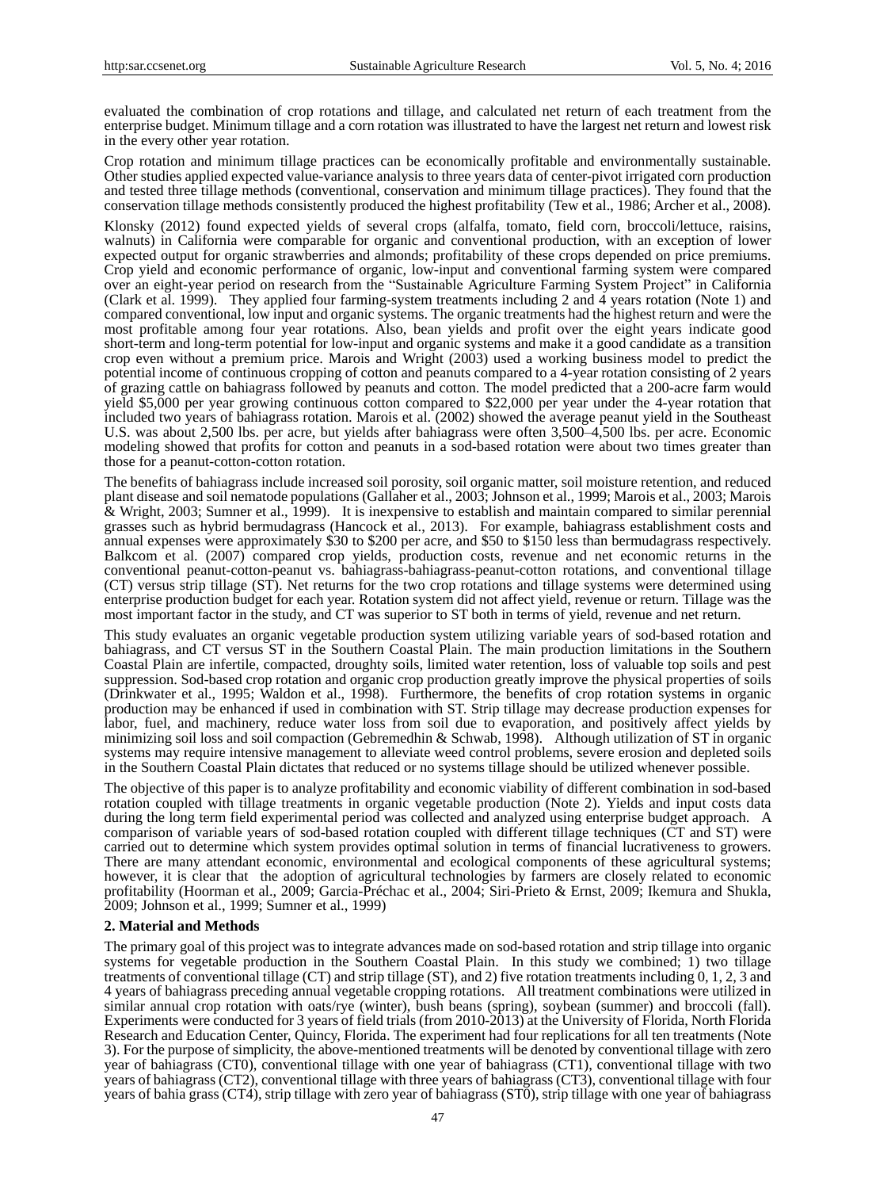evaluated the combination of crop rotations and tillage, and calculated net return of each treatment from the enterprise budget. Minimum tillage and a corn rotation was illustrated to have the largest net return and lowest risk in the every other year rotation.

Crop rotation and minimum tillage practices can be economically profitable and environmentally sustainable. Other studies applied expected value-variance analysis to three years data of center-pivot irrigated corn production and tested three tillage methods (conventional, conservation and minimum tillage practices). They found that the conservation tillage methods consistently produced the highest profitability (Tew et al., 1986; Archer et al., 2008).

Klonsky (2012) found expected yields of several crops (alfalfa, tomato, field corn, broccoli/lettuce, raisins, walnuts) in California were comparable for organic and conventional production, with an exception of lower expected output for organic strawberries and almonds; profitability of these crops depended on price premiums. Crop yield and economic performance of organic, low-input and conventional farming system were compared over an eight-year period on research from the "Sustainable Agriculture Farming System Project" in California (Clark et al. 1999). They applied four farming-system treatments including 2 and 4 years rotation (Note 1) and compared conventional, low input and organic systems. The organic treatments had the highest return and were the most profitable among four year rotations. Also, bean yields and profit over the eight years indicate good short-term and long-term potential for low-input and organic systems and make it a good candidate as a transition crop even without a premium price. Marois and Wright (2003) used a working business model to predict the potential income of continuous cropping of cotton and peanuts compared to a 4-year rotation consisting of 2 years of grazing cattle on bahiagrass followed by peanuts and cotton. The model predicted that a 200-acre farm would yield $5,000 per year growing continuous cotton compared to $22,000 per year under the 4-year rotation that included two years of bahiagrass rotation. Marois et al. (2002) showed the average peanut yield in the Southeast U.S. was about 2,500 lbs. per acre, but yields after bahiagrass were often 3,500–4,500 lbs. per acre. Economic modeling showed that profits for cotton and peanuts in a sod-based rotation were about two times greater than those for a peanut-cotton-cotton rotation.

The benefits of bahiagrass include increased soil porosity, soil organic matter, soil moisture retention, and reduced plant disease and soil nematode populations (Gallaher et al., 2003; Johnson et al., 1999; Marois et al., 2003; Marois & Wright, 2003; Sumner et al., 1999). It is inexpensive to establish and maintain compared to similar perennial grasses such as hybrid bermudagrass (Hancock et al., 2013). For example, bahiagrass establishment costs and annual expenses were approximately $30 to $200 per acre, and $50 to $150 less than bermudagrass respectively. Balkcom et al. (2007) compared crop yields, production costs, revenue and net economic returns in the conventional peanut-cotton-peanut vs. bahiagrass-bahiagrass-peanut-cotton rotations, and conventional tillage (CT) versus strip tillage (ST). Net returns for the two crop rotations and tillage systems were determined using enterprise production budget for each year. Rotation system did not affect yield, revenue or return. Tillage was the most important factor in the study, and CT was superior to ST both in terms of yield, revenue and net return.

This study evaluates an organic vegetable production system utilizing variable years of sod-based rotation and bahiagrass, and CT versus ST in the Southern Coastal Plain. The main production limitations in the Southern Coastal Plain are infertile, compacted, droughty soils, limited water retention, loss of valuable top soils and pest suppression. Sod-based crop rotation and organic crop production greatly improve the physical properties of soils (Drinkwater et al., 1995; Waldon et al., 1998). Furthermore, the benefits of crop rotation systems in organic production may be enhanced if used in combination with ST. Strip tillage may decrease production expenses for labor, fuel, and machinery, reduce water loss from soil due to evaporation, and positively affect yields by minimizing soil loss and soil compaction (Gebremedhin & Schwab, 1998). Although utilization of ST in organic systems may require intensive management to alleviate weed control problems, severe erosion and depleted soils in the Southern Coastal Plain dictates that reduced or no systems tillage should be utilized whenever possible.

The objective of this paper is to analyze profitability and economic viability of different combination in sod-based rotation coupled with tillage treatments in organic vegetable production (Note 2). Yields and input costs data during the long term field experimental period was collected and analyzed using enterprise budget approach. A comparison of variable years of sod-based rotation coupled with different tillage techniques (CT and ST) were carried out to determine which system provides optimal solution in terms of financial lucrativeness to growers. There are many attendant economic, environmental and ecological components of these agricultural systems; however, it is clear that the adoption of agricultural technologies by farmers are closely related to economic profitability (Hoorman et al., 2009; Garcia-Préchac et al., 2004; Siri-Prieto & Ernst, 2009; Ikemura and Shukla, 2009; Johnson et al., 1999; Sumner et al., 1999)

## 2. Material and Methods

The primary goal of this project was to integrate advances made on sod-based rotation and strip tillage into organic systems for vegetable production in the Southern Coastal Plain. In this study we combined; 1) two tillage treatments of conventional tillage (CT) and strip tillage (ST), and 2) five rotation treatments including 0, 1, 2, 3 and 4 years of bahiagrass preceding annual vegetable cropping rotations. All treatment combinations were utilized in similar annual crop rotation with oats/rye (winter), bush beans (spring), soybean (summer) and broccoli (fall). Experiments were conducted for 3 years of field trials (from 2010-2013) at the University of Florida, North Florida Research and Education Center, Quincy, Florida. The experiment had four replications for all ten treatments (Note 3). For the purpose of simplicity, the above-mentioned treatments will be denoted by conventional tillage with zero year of bahiagrass (CT0), conventional tillage with one year of bahiagrass (CT1), conventional tillage with two years of bahiagrass (CT2), conventional tillage with three years of bahiagrass (CT3), conventional tillage with four years of bahia grass (CT4), strip tillage with zero year of bahiagrass (ST0), strip tillage with one year of bahiagrass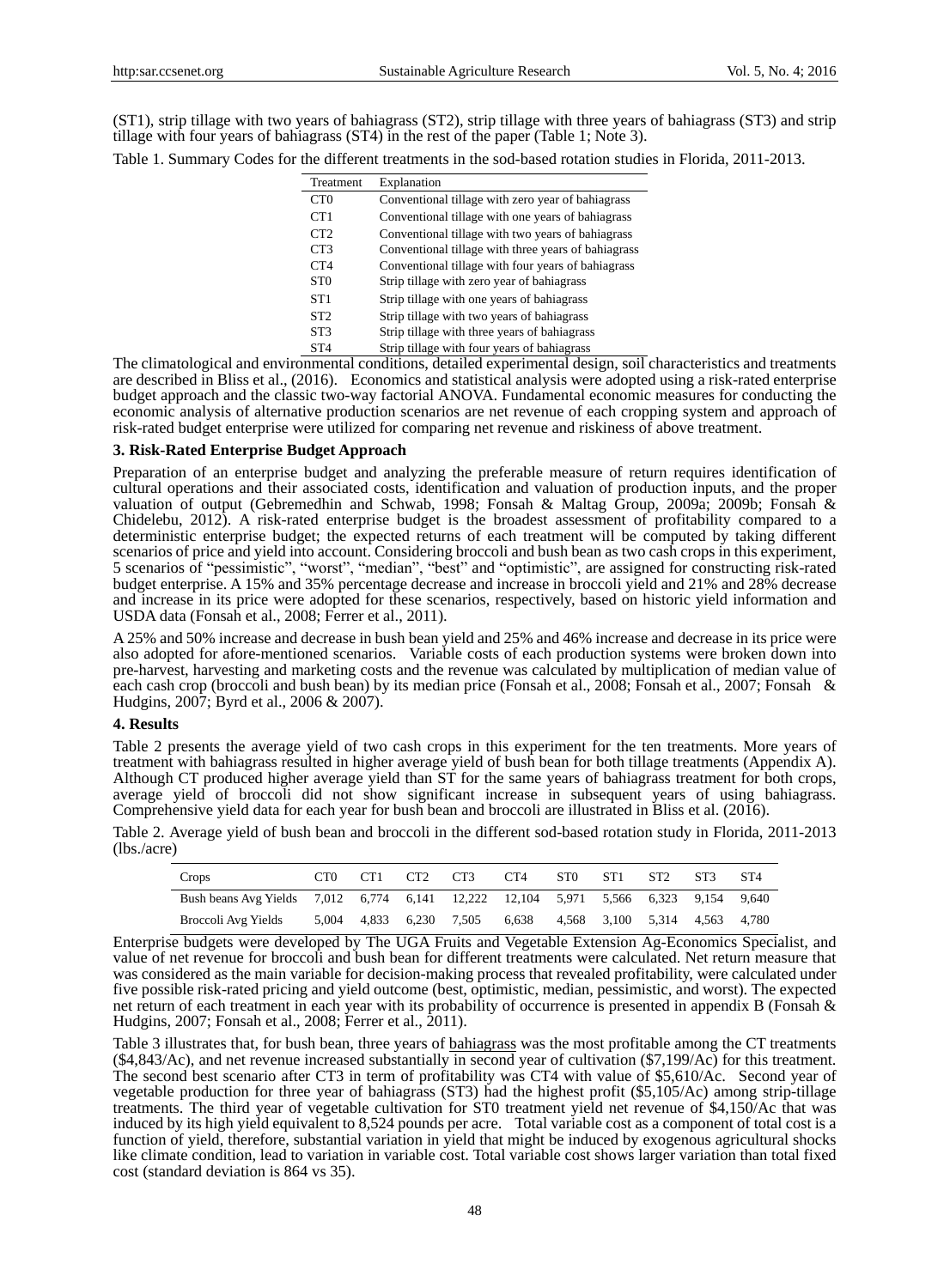(ST1), strip tillage with two years of bahiagrass (ST2), strip tillage with three years of bahiagrass (ST3) and strip tillage with four years of bahiagrass (ST4) in the rest of the paper (Table 1; Note 3).

Table 1. Summary Codes for the different treatments in the sod-based rotation studies in Florida, 2011-2013.

| Treatment | Explanation |
|---|---|
| CT0 | Conventional tillage with zero year of bahiagrass |
| CT1 | Conventional tillage with one years of bahiagrass |
| CT2 | Conventional tillage with two years of bahiagrass |
| CT3 | Conventional tillage with three years of bahiagrass |
| CT4 | Conventional tillage with four years of bahiagrass |
| ST0 | Strip tillage with zero year of bahiagrass |
| ST1 | Strip tillage with one years of bahiagrass |
| ST2 | Strip tillage with two years of bahiagrass |
| ST3 | Strip tillage with three years of bahiagrass |
| ST4 | Strip tillage with four years of bahiagrass |

The climatological and environmental conditions, detailed experimental design, soil characteristics and treatments are described in Bliss et al., (2016). Economics and statistical analysis were adopted using a risk-rated enterprise budget approach and the classic two-way factorial ANOVA. Fundamental economic measures for conducting the economic analysis of alternative production scenarios are net revenue of each cropping system and approach of risk-rated budget enterprise were utilized for comparing net revenue and riskiness of above treatment.

### 3. Risk-Rated Enterprise Budget Approach

Preparation of an enterprise budget and analyzing the preferable measure of return requires identification of cultural operations and their associated costs, identification and valuation of production inputs, and the proper valuation of output (Gebremedhin and Schwab, 1998; Fonsah & Maltag Group, 2009a; 2009b; Fonsah & Chidelebu, 2012). A risk-rated enterprise budget is the broadest assessment of profitability compared to a deterministic enterprise budget; the expected returns of each treatment will be computed by taking different scenarios of price and yield into account. Considering broccoli and bush bean as two cash crops in this experiment, 5 scenarios of "pessimistic", "worst", "median", "best" and "optimistic", are assigned for constructing risk-rated budget enterprise. A 15% and 35% percentage decrease and increase in broccoli yield and 21% and 28% decrease and increase in its price were adopted for these scenarios, respectively, based on historic yield information and USDA data (Fonsah et al., 2008; Ferrer et al., 2011).

A 25% and 50% increase and decrease in bush bean yield and 25% and 46% increase and decrease in its price were also adopted for afore-mentioned scenarios. Variable costs of each production systems were broken down into pre-harvest, harvesting and marketing costs and the revenue was calculated by multiplication of median value of each cash crop (broccoli and bush bean) by its median price (Fonsah et al., 2008; Fonsah et al., 2007; Fonsah & Hudgins, 2007; Byrd et al., 2006 & 2007).

### 4. Results

Table 2 presents the average yield of two cash crops in this experiment for the ten treatments. More years of treatment with bahiagrass resulted in higher average yield of bush bean for both tillage treatments (Appendix A). Although CT produced higher average yield than ST for the same years of bahiagrass treatment for both crops, average yield of broccoli did not show significant increase in subsequent years of using bahiagrass. Comprehensive yield data for each year for bush bean and broccoli are illustrated in Bliss et al. (2016).

Table 2. Average yield of bush bean and broccoli in the different sod-based rotation study in Florida, 2011-2013 (lbs./acre)

| Crops | CT0 | CT1 | CT2 | CT3 | CT4 | ST0 | ST1 | ST2 | ST3 | ST4 |
|---|---|---|---|---|---|---|---|---|---|---|
| Bush beans Avg Yields | 7,012 | 6,774 | 6,141 | 12,222 | 12,104 | 5,971 | 5,566 | 6,323 | 9,154 | 9,640 |
| Broccoli Avg Yields | 5,004 | 4,833 | 6,230 | 7,505 | 6,638 | 4,568 | 3,100 | 5,314 | 4,563 | 4,780 |

Enterprise budgets were developed by The UGA Fruits and Vegetable Extension Ag-Economics Specialist, and value of net revenue for broccoli and bush bean for different treatments were calculated. Net return measure that was considered as the main variable for decision-making process that revealed profitability, were calculated under five possible risk-rated pricing and yield outcome (best, optimistic, median, pessimistic, and worst). The expected net return of each treatment in each year with its probability of occurrence is presented in appendix B (Fonsah & Hudgins, 2007; Fonsah et al., 2008; Ferrer et al., 2011).

Table 3 illustrates that, for bush bean, three years of bahiagrass was the most profitable among the CT treatments ($4,843/Ac), and net revenue increased substantially in second year of cultivation ($7,199/Ac) for this treatment. The second best scenario after CT3 in term of profitability was CT4 with value of $5,610/Ac. Second year of vegetable production for three year of bahiagrass (ST3) had the highest profit ($5,105/Ac) among strip-tillage treatments. The third year of vegetable cultivation for ST0 treatment yield net revenue of $4,150/Ac that was induced by its high yield equivalent to 8,524 pounds per acre. Total variable cost as a component of total cost is a function of yield, therefore, substantial variation in yield that might be induced by exogenous agricultural shocks like climate condition, lead to variation in variable cost. Total variable cost shows larger variation than total fixed cost (standard deviation is 864 vs 35).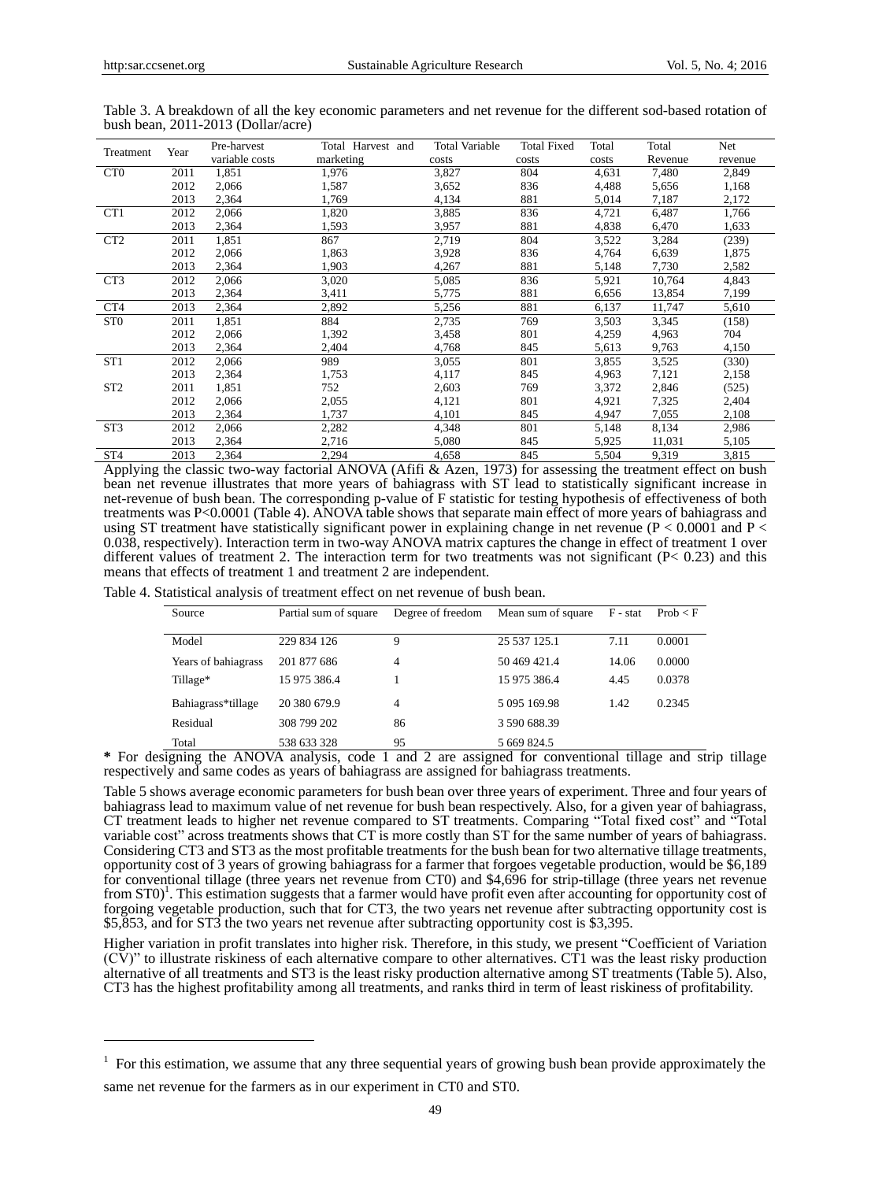Table 3. A breakdown of all the key economic parameters and net revenue for the different sod-based rotation of bush bean, 2011-2013 (Dollar/acre)

| Treatment | Year | Pre-harvest variable costs | Total Harvest and marketing | Total Variable costs | Total Fixed costs | Total costs | Total Revenue | Net revenue |
|---|---|---|---|---|---|---|---|---|
| CT0 | 2011 | 1,851 | 1,976 | 3,827 | 804 | 4,631 | 7,480 | 2,849 |
| | 2012 | 2,066 | 1,587 | 3,652 | 836 | 4,488 | 5,656 | 1,168 |
| | 2013 | 2,364 | 1,769 | 4,134 | 881 | 5,014 | 7,187 | 2,172 |
| CT1 | 2012 | 2,066 | 1,820 | 3,885 | 836 | 4,721 | 6,487 | 1,766 |
| | 2013 | 2,364 | 1,593 | 3,957 | 881 | 4,838 | 6,470 | 1,633 |
| CT2 | 2011 | 1,851 | 867 | 2,719 | 804 | 3,522 | 3,284 | (239) |
| | 2012 | 2,066 | 1,863 | 3,928 | 836 | 4,764 | 6,639 | 1,875 |
| | 2013 | 2,364 | 1,903 | 4,267 | 881 | 5,148 | 7,730 | 2,582 |
| CT3 | 2012 | 2,066 | 3,020 | 5,085 | 836 | 5,921 | 10,764 | 4,843 |
| | 2013 | 2,364 | 3,411 | 5,775 | 881 | 6,656 | 13,854 | 7,199 |
| CT4 | 2013 | 2,364 | 2,892 | 5,256 | 881 | 6,137 | 11,747 | 5,610 |
| ST0 | 2011 | 1,851 | 884 | 2,735 | 769 | 3,503 | 3,345 | (158) |
| | 2012 | 2,066 | 1,392 | 3,458 | 801 | 4,259 | 4,963 | 704 |
| | 2013 | 2,364 | 2,404 | 4,768 | 845 | 5,613 | 9,763 | 4,150 |
| ST1 | 2012 | 2,066 | 989 | 3,055 | 801 | 3,855 | 3,525 | (330) |
| | 2013 | 2,364 | 1,753 | 4,117 | 845 | 4,963 | 7,121 | 2,158 |
| ST2 | 2011 | 1,851 | 752 | 2,603 | 769 | 3,372 | 2,846 | (525) |
| | 2012 | 2,066 | 2,055 | 4,121 | 801 | 4,921 | 7,325 | 2,404 |
| | 2013 | 2,364 | 1,737 | 4,101 | 845 | 4,947 | 7,055 | 2,108 |
| ST3 | 2012 | 2,066 | 2,282 | 4,348 | 801 | 5,148 | 8,134 | 2,986 |
| | 2013 | 2,364 | 2,716 | 5,080 | 845 | 5,925 | 11,031 | 5,105 |
| ST4 | 2013 | 2,364 | 2,294 | 4,658 | 845 | 5,504 | 9,319 | 3,815 |

Applying the classic two-way factorial ANOVA (Afifi & Azen, 1973) for assessing the treatment effect on bush bean net revenue illustrates that more years of bahiagrass with ST lead to statistically significant increase in net-revenue of bush bean. The corresponding p-value of F statistic for testing hypothesis of effectiveness of both treatments was $P<0.0001$ (Table 4). ANOVA table shows that separate main effect of more years of bahiagrass and using ST treatment have statistically significant power in explaining change in net revenue ($P < 0.0001$ and $P < 0.038$, respectively). Interaction term in two-way ANOVA matrix captures the change in effect of treatment 1 over different values of treatment 2. The interaction term for two treatments was not significant ($P< 0.23$) and this means that effects of treatment 1 and treatment 2 are independent.

Table 4. Statistical analysis of treatment effect on net revenue of bush bean.

| Source | Partial sum of square | Degree of freedom | Mean sum of square | F - stat | Prob < F |
|---|---|---|---|---|---|
| Model | 229 834 126 | 9 | 25 537 125.1 | 7.11 | 0.0001 |
| Years of bahiagrass | 201 877 686 | 4 | 50 469 421.4 | 14.06 | 0.0000 |
| Tillage* | 15 975 386.4 | 1 | 15 975 386.4 | 4.45 | 0.0378 |
| Bahiagrass*tillage | 20 380 679.9 | 4 | 5 095 169.98 | 1.42 | 0.2345 |
| Residual | 308 799 202 | 86 | 3 590 688.39 | | |
| Total | 538 633 328 | 95 | 5 669 824.5 | | |

**\*** For designing the ANOVA analysis, code 1 and 2 are assigned for conventional tillage and strip tillage respectively and same codes as years of bahiagrass are assigned for bahiagrass treatments.

Table 5 shows average economic parameters for bush bean over three years of experiment. Three and four years of bahiagrass lead to maximum value of net revenue for bush bean respectively. Also, for a given year of bahiagrass, CT treatment leads to higher net revenue compared to ST treatments. Comparing "Total fixed cost" and "Total variable cost" across treatments shows that CT is more costly than ST for the same number of years of bahiagrass. Considering CT3 and ST3 as the most profitable treatments for the bush bean for two alternative tillage treatments, opportunity cost of 3 years of growing bahiagrass for a farmer that forgoes vegetable production, would be \$6,189 for conventional tillage (three years net revenue from CT0) and \$4,696 for strip-tillage (three years net revenue from ST0)[1]. This estimation suggests that a farmer would have profit even after accounting for opportunity cost of forgoing vegetable production, such that for CT3, the two years net revenue after subtracting opportunity cost is \$5,853, and for ST3 the two years net revenue after subtracting opportunity cost is \$3,395.

Higher variation in profit translates into higher risk. Therefore, in this study, we present "Coefficient of Variation (CV)" to illustrate riskiness of each alternative compare to other alternatives. CT1 was the least risky production alternative of all treatments and ST3 is the least risky production alternative among ST treatments (Table 5). Also, CT3 has the highest profitability among all treatments, and ranks third in term of least riskiness of profitability.

[1] For this estimation, we assume that any three sequential years of growing bush bean provide approximately the same net revenue for the farmers as in our experiment in CT0 and ST0.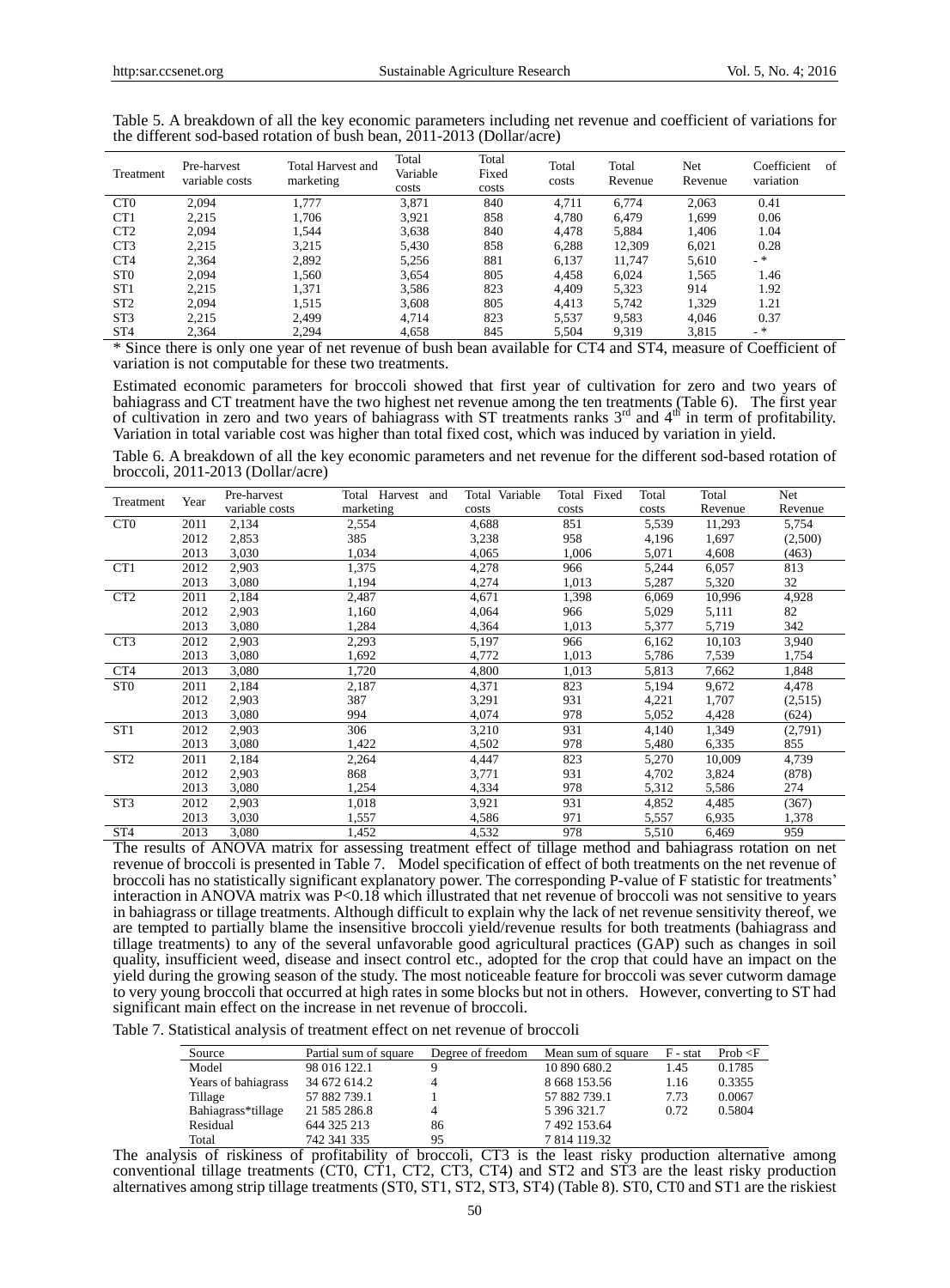Table 5. A breakdown of all the key economic parameters including net revenue and coefficient of variations for the different sod-based rotation of bush bean, 2011-2013 (Dollar/acre)

| Treatment | Pre-harvest variable costs | Total Harvest and marketing | Total Variable costs | Total Fixed costs | Total costs | Total Revenue | Net Revenue | Coefficient of variation |
|---|---|---|---|---|---|---|---|---|
| CT0 | 2,094 | 1,777 | 3,871 | 840 | 4,711 | 6,774 | 2,063 | 0.41 |
| CT1 | 2,215 | 1,706 | 3,921 | 858 | 4,780 | 6,479 | 1,699 | 0.06 |
| CT2 | 2,094 | 1,544 | 3,638 | 840 | 4,478 | 5,884 | 1,406 | 1.04 |
| CT3 | 2,215 | 3,215 | 5,430 | 858 | 6,288 | 12,309 | 6,021 | 0.28 |
| CT4 | 2,364 | 2,892 | 5,256 | 881 | 6,137 | 11,747 | 5,610 | - * |
| ST0 | 2,094 | 1,560 | 3,654 | 805 | 4,458 | 6,024 | 1,565 | 1.46 |
| ST1 | 2,215 | 1,371 | 3,586 | 823 | 4,409 | 5,323 | 914 | 1.92 |
| ST2 | 2,094 | 1,515 | 3,608 | 805 | 4,413 | 5,742 | 1,329 | 1.21 |
| ST3 | 2,215 | 2,499 | 4,714 | 823 | 5,537 | 9,583 | 4,046 | 0.37 |
| ST4 | 2,364 | 2,294 | 4,658 | 845 | 5,504 | 9,319 | 3,815 | - * |

* Since there is only one year of net revenue of bush bean available for CT4 and ST4, measure of Coefficient of variation is not computable for these two treatments.

Estimated economic parameters for broccoli showed that first year of cultivation for zero and two years of bahiagrass and CT treatment have the two highest net revenue among the ten treatments (Table 6). The first year of cultivation in zero and two years of bahiagrass with ST treatments ranks 3rd and 4th in term of profitability. Variation in total variable cost was higher than total fixed cost, which was induced by variation in yield.

Table 6. A breakdown of all the key economic parameters and net revenue for the different sod-based rotation of broccoli, 2011-2013 (Dollar/acre)

| Treatment | Year | Pre-harvest variable costs | Total Harvest and marketing | Total Variable costs | Total Fixed costs | Total costs | Total Revenue | Net Revenue |
|---|---|---|---|---|---|---|---|---|
| CT0 | 2011 | 2,134 | 2,554 | 4,688 | 851 | 5,539 | 11,293 | 5,754 |
| | 2012 | 2,853 | 385 | 3,238 | 958 | 4,196 | 1,697 | (2,500) |
| | 2013 | 3,030 | 1,034 | 4,065 | 1,006 | 5,071 | 4,608 | (463) |
| CT1 | 2012 | 2,903 | 1,375 | 4,278 | 966 | 5,244 | 6,057 | 813 |
| | 2013 | 3,080 | 1,194 | 4,274 | 1,013 | 5,287 | 5,320 | 32 |
| CT2 | 2011 | 2,184 | 2,487 | 4,671 | 1,398 | 6,069 | 10,996 | 4,928 |
| | 2012 | 2,903 | 1,160 | 4,064 | 966 | 5,029 | 5,111 | 82 |
| | 2013 | 3,080 | 1,284 | 4,364 | 1,013 | 5,377 | 5,719 | 342 |
| CT3 | 2012 | 2,903 | 2,293 | 5,197 | 966 | 6,162 | 10,103 | 3,940 |
| | 2013 | 3,080 | 1,692 | 4,772 | 1,013 | 5,786 | 7,539 | 1,754 |
| CT4 | 2013 | 3,080 | 1,720 | 4,800 | 1,013 | 5,813 | 7,662 | 1,848 |
| ST0 | 2011 | 2,184 | 2,187 | 4,371 | 823 | 5,194 | 9,672 | 4,478 |
| | 2012 | 2,903 | 387 | 3,291 | 931 | 4,221 | 1,707 | (2,515) |
| | 2013 | 3,080 | 994 | 4,074 | 978 | 5,052 | 4,428 | (624) |
| ST1 | 2012 | 2,903 | 306 | 3,210 | 931 | 4,140 | 1,349 | (2,791) |
| | 2013 | 3,080 | 1,422 | 4,502 | 978 | 5,480 | 6,335 | 855 |
| ST2 | 2011 | 2,184 | 2,264 | 4,447 | 823 | 5,270 | 10,009 | 4,739 |
| | 2012 | 2,903 | 868 | 3,771 | 931 | 4,702 | 3,824 | (878) |
| | 2013 | 3,080 | 1,254 | 4,334 | 978 | 5,312 | 5,586 | 274 |
| ST3 | 2012 | 2,903 | 1,018 | 3,921 | 931 | 4,852 | 4,485 | (367) |
| | 2013 | 3,030 | 1,557 | 4,586 | 971 | 5,557 | 6,935 | 1,378 |
| ST4 | 2013 | 3,080 | 1,452 | 4,532 | 978 | 5,510 | 6,469 | 959 |

The results of ANOVA matrix for assessing treatment effect of tillage method and bahiagrass rotation on net revenue of broccoli is presented in Table 7. Model specification of effect of both treatments on the net revenue of broccoli has no statistically significant explanatory power. The corresponding P-value of F statistic for treatments' interaction in ANOVA matrix was $P<0.18$ which illustrated that net revenue of broccoli was not sensitive to years in bahiagrass or tillage treatments. Although difficult to explain why the lack of net revenue sensitivity thereof, we are tempted to partially blame the insensitive broccoli yield/revenue results for both treatments (bahiagrass and tillage treatments) to any of the several unfavorable good agricultural practices (GAP) such as changes in soil quality, insufficient weed, disease and insect control etc., adopted for the crop that could have an impact on the yield during the growing season of the study. The most noticeable feature for broccoli was sever cutworm damage to very young broccoli that occurred at high rates in some blocks but not in others. However, converting to ST had significant main effect on the increase in net revenue of broccoli.

Table 7. Statistical analysis of treatment effect on net revenue of broccoli

| Source | Partial sum of square | Degree of freedom | Mean sum of square | F - stat | Prob <F |
|---|---|---|---|---|---|
| Model | 98 016 122.1 | 9 | 10 890 680.2 | 1.45 | 0.1785 |
| Years of bahiagrass | 34 672 614.2 | 4 | 8 668 153.56 | 1.16 | 0.3355 |
| Tillage | 57 882 739.1 | 1 | 57 882 739.1 | 7.73 | 0.0067 |
| Bahiagrass*tillage | 21 585 286.8 | 4 | 5 396 321.7 | 0.72 | 0.5804 |
| Residual | 644 325 213 | 86 | 7 492 153.64 | | |
| Total | 742 341 335 | 95 | 7 814 119.32 | | |

The analysis of riskiness of profitability of broccoli, CT3 is the least risky production alternative among conventional tillage treatments (CT0, CT1, CT2, CT3, CT4) and ST2 and ST3 are the least risky production alternatives among strip tillage treatments (ST0, ST1, ST2, ST3, ST4) (Table 8). ST0, CT0 and ST1 are the riskiest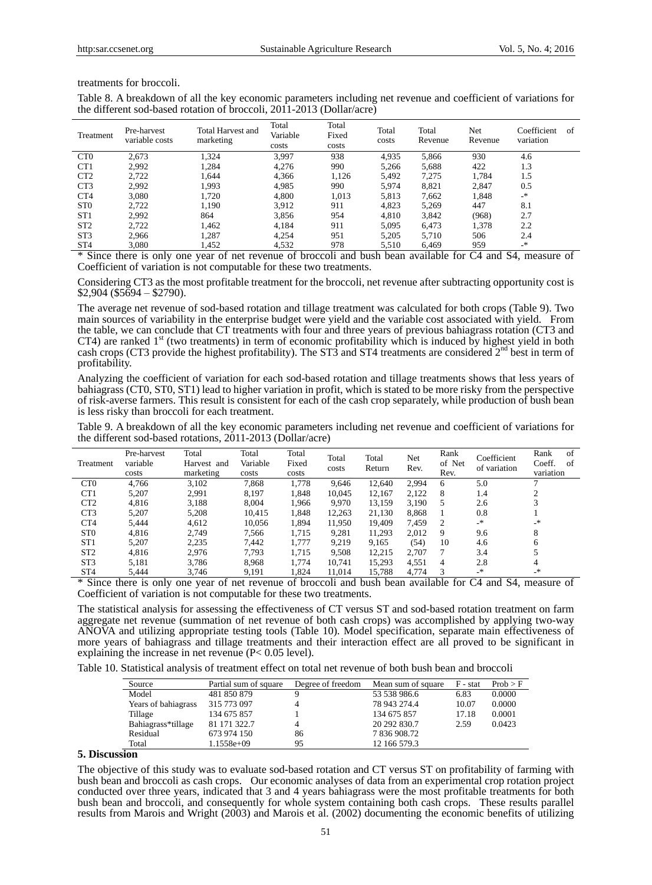treatments for broccoli.

Table 8. A breakdown of all the key economic parameters including net revenue and coefficient of variations for the different sod-based rotation of broccoli, 2011-2013 (Dollar/acre)

| Treatment | Pre-harvest variable costs | Total Harvest and marketing | Total Variable costs | Total Fixed costs | Total costs | Total Revenue | Net Revenue | Coefficient of variation |
|---|---|---|---|---|---|---|---|---|
| CT0 | 2,673 | 1,324 | 3,997 | 938 | 4,935 | 5,866 | 930 | 4.6 |
| CT1 | 2,992 | 1,284 | 4,276 | 990 | 5,266 | 5,688 | 422 | 1.3 |
| CT2 | 2,722 | 1,644 | 4,366 | 1,126 | 5,492 | 7,275 | 1,784 | 1.5 |
| CT3 | 2,992 | 1,993 | 4,985 | 990 | 5,974 | 8,821 | 2,847 | 0.5 |
| CT4 | 3,080 | 1,720 | 4,800 | 1,013 | 5,813 | 7,662 | 1,848 | -* |
| ST0 | 2,722 | 1,190 | 3,912 | 911 | 4,823 | 5,269 | 447 | 8.1 |
| ST1 | 2,992 | 864 | 3,856 | 954 | 4,810 | 3,842 | (968) | 2.7 |
| ST2 | 2,722 | 1,462 | 4,184 | 911 | 5,095 | 6,473 | 1,378 | 2.2 |
| ST3 | 2,966 | 1,287 | 4,254 | 951 | 5,205 | 5,710 | 506 | 2.4 |
| ST4 | 3,080 | 1,452 | 4,532 | 978 | 5,510 | 6,469 | 959 | -* |

\* Since there is only one year of net revenue of broccoli and bush bean available for C4 and S4, measure of Coefficient of variation is not computable for these two treatments.

Considering CT3 as the most profitable treatment for the broccoli, net revenue after subtracting opportunity cost is $2,904 ($5694 – $2790).

The average net revenue of sod-based rotation and tillage treatment was calculated for both crops (Table 9). Two main sources of variability in the enterprise budget were yield and the variable cost associated with yield. From the table, we can conclude that CT treatments with four and three years of previous bahiagrass rotation (CT3 and CT4) are ranked 1st (two treatments) in term of economic profitability which is induced by highest yield in both cash crops (CT3 provide the highest profitability). The ST3 and ST4 treatments are considered 2nd best in term of profitability.

Analyzing the coefficient of variation for each sod-based rotation and tillage treatments shows that less years of bahiagrass (CT0, ST0, ST1) lead to higher variation in profit, which is stated to be more risky from the perspective of risk-averse farmers. This result is consistent for each of the cash crop separately, while production of bush bean is less risky than broccoli for each treatment.

Table 9. A breakdown of all the key economic parameters including net revenue and coefficient of variations for the different sod-based rotations, 2011-2013 (Dollar/acre)

| Treatment | Pre-harvest variable costs | Total Harvest and marketing | Total Variable costs | Total Fixed costs | Total costs | Total Return | Net Rev. | Rank of Net Rev. | Coefficient of variation | Rank of Coeff. of variation |
|---|---|---|---|---|---|---|---|---|---|---|
| CT0 | 4,766 | 3,102 | 7,868 | 1,778 | 9,646 | 12,640 | 2,994 | 6 | 5.0 | 7 |
| CT1 | 5,207 | 2,991 | 8,197 | 1,848 | 10,045 | 12,167 | 2,122 | 8 | 1.4 | 2 |
| CT2 | 4,816 | 3,188 | 8,004 | 1,966 | 9,970 | 13,159 | 3,190 | 5 | 2.6 | 3 |
| CT3 | 5,207 | 5,208 | 10,415 | 1,848 | 12,263 | 21,130 | 8,868 | 1 | 0.8 | 1 |
| CT4 | 5,444 | 4,612 | 10,056 | 1,894 | 11,950 | 19,409 | 7,459 | 2 | -* | -* |
| ST0 | 4,816 | 2,749 | 7,566 | 1,715 | 9,281 | 11,293 | 2,012 | 9 | 9.6 | 8 |
| ST1 | 5,207 | 2,235 | 7,442 | 1,777 | 9,219 | 9,165 | (54) | 10 | 4.6 | 6 |
| ST2 | 4,816 | 2,976 | 7,793 | 1,715 | 9,508 | 12,215 | 2,707 | 7 | 3.4 | 5 |
| ST3 | 5,181 | 3,786 | 8,968 | 1,774 | 10,741 | 15,293 | 4,551 | 4 | 2.8 | 4 |
| ST4 | 5,444 | 3,746 | 9,191 | 1,824 | 11,014 | 15,788 | 4,774 | 3 | -* | -* |

\* Since there is only one year of net revenue of broccoli and bush bean available for C4 and S4, measure of Coefficient of variation is not computable for these two treatments.

The statistical analysis for assessing the effectiveness of CT versus ST and sod-based rotation treatment on farm aggregate net revenue (summation of net revenue of both cash crops) was accomplished by applying two-way ANOVA and utilizing appropriate testing tools (Table 10). Model specification, separate main effectiveness of more years of bahiagrass and tillage treatments and their interaction effect are all proved to be significant in explaining the increase in net revenue ($P< 0.05$ level).

Table 10. Statistical analysis of treatment effect on total net revenue of both bush bean and broccoli

| Source | Partial sum of square | Degree of freedom | Mean sum of square | F - stat | Prob > F |
|---|---|---|---|---|---|
| Model | 481 850 879 | 9 | 53 538 986.6 | 6.83 | 0.0000 |
| Years of bahiagrass | 315 773 097 | 4 | 78 943 274.4 | 10.07 | 0.0000 |
| Tillage | 134 675 857 | 1 | 134 675 857 | 17.18 | 0.0001 |
| Bahiagrass*tillage | 81 171 322.7 | 4 | 20 292 830.7 | 2.59 | 0.0423 |
| Residual | 673 974 150 | 86 | 7 836 908.72 | | |
| Total | 1.1558e+09 | 95 | 12 166 579.3 | | |

## 5. Discussion

The objective of this study was to evaluate sod-based rotation and CT versus ST on profitability of farming with bush bean and broccoli as cash crops. Our economic analyses of data from an experimental crop rotation project conducted over three years, indicated that 3 and 4 years bahiagrass were the most profitable treatments for both bush bean and broccoli, and consequently for whole system containing both cash crops. These results parallel results from Marois and Wright (2003) and Marois et al. (2002) documenting the economic benefits of utilizing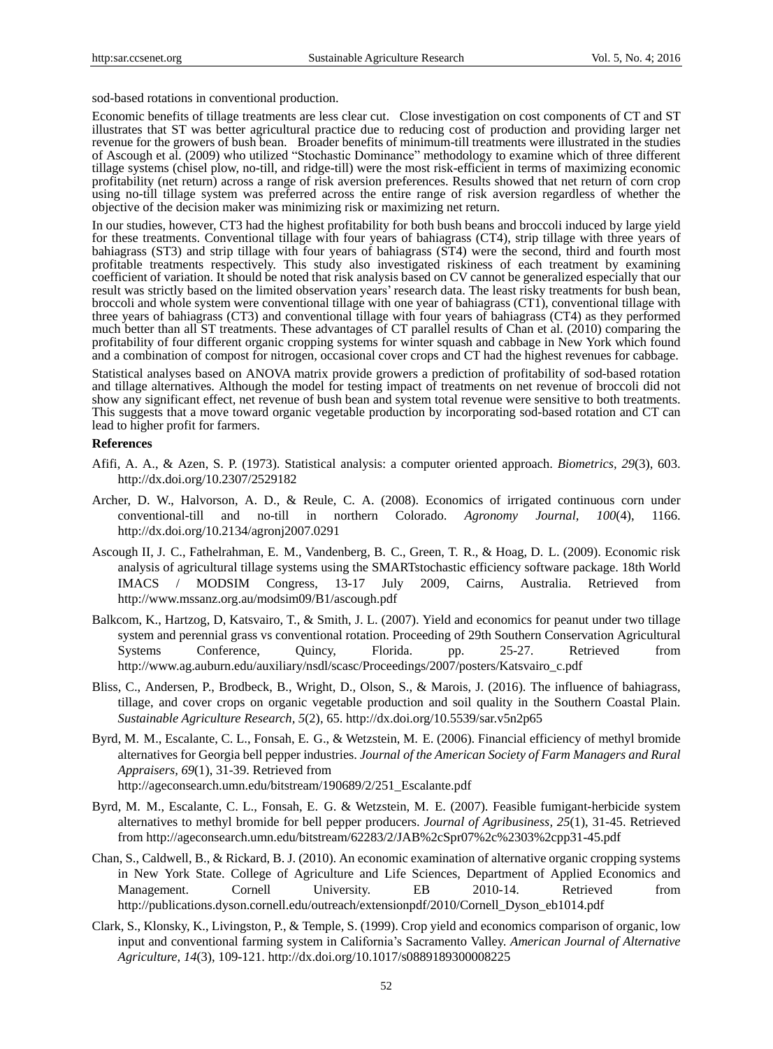sod-based rotations in conventional production.

Economic benefits of tillage treatments are less clear cut. Close investigation on cost components of CT and ST illustrates that ST was better agricultural practice due to reducing cost of production and providing larger net revenue for the growers of bush bean. Broader benefits of minimum-till treatments were illustrated in the studies of Ascough et al. (2009) who utilized "Stochastic Dominance" methodology to examine which of three different tillage systems (chisel plow, no-till, and ridge-till) were the most risk-efficient in terms of maximizing economic profitability (net return) across a range of risk aversion preferences. Results showed that net return of corn crop using no-till tillage system was preferred across the entire range of risk aversion regardless of whether the objective of the decision maker was minimizing risk or maximizing net return.

In our studies, however, CT3 had the highest profitability for both bush beans and broccoli induced by large yield for these treatments. Conventional tillage with four years of bahiagrass (CT4), strip tillage with three years of bahiagrass (ST3) and strip tillage with four years of bahiagrass (ST4) were the second, third and fourth most profitable treatments respectively. This study also investigated riskiness of each treatment by examining coefficient of variation. It should be noted that risk analysis based on CV cannot be generalized especially that our result was strictly based on the limited observation years' research data. The least risky treatments for bush bean, broccoli and whole system were conventional tillage with one year of bahiagrass (CT1), conventional tillage with three years of bahiagrass (CT3) and conventional tillage with four years of bahiagrass (CT4) as they performed much better than all ST treatments. These advantages of CT parallel results of Chan et al. (2010) comparing the profitability of four different organic cropping systems for winter squash and cabbage in New York which found and a combination of compost for nitrogen, occasional cover crops and CT had the highest revenues for cabbage.

Statistical analyses based on ANOVA matrix provide growers a prediction of profitability of sod-based rotation and tillage alternatives. Although the model for testing impact of treatments on net revenue of broccoli did not show any significant effect, net revenue of bush bean and system total revenue were sensitive to both treatments. This suggests that a move toward organic vegetable production by incorporating sod-based rotation and CT can lead to higher profit for farmers.

**References**

Afifi, A. A., & Azen, S. P. (1973). Statistical analysis: a computer oriented approach. *Biometrics*, *29*(3), 603. http://dx.doi.org/10.2307/2529182

Archer, D. W., Halvorson, A. D., & Reule, C. A. (2008). Economics of irrigated continuous corn under conventional-till and no-till in northern Colorado. *Agronomy Journal*, *100*(4), 1166. http://dx.doi.org/10.2134/agronj2007.0291

Ascough II, J. C., Fathelrahman, E. M., Vandenberg, B. C., Green, T. R., & Hoag, D. L. (2009). Economic risk analysis of agricultural tillage systems using the SMARTstochastic efficiency software package. 18th World IMACS / MODSIM Congress, 13-17 July 2009, Cairns, Australia. Retrieved from http://www.mssanz.org.au/modsim09/B1/ascough.pdf

Balkcom, K., Hartzog, D, Katsvairo, T., & Smith, J. L. (2007). Yield and economics for peanut under two tillage system and perennial grass vs conventional rotation. Proceeding of 29th Southern Conservation Agricultural Systems Conference, Quincy, Florida. pp. 25-27. Retrieved from http://www.ag.auburn.edu/auxiliary/nsdl/scasc/Proceedings/2007/posters/Katsvairo_c.pdf

Bliss, C., Andersen, P., Brodbeck, B., Wright, D., Olson, S., & Marois, J. (2016). The influence of bahiagrass, tillage, and cover crops on organic vegetable production and soil quality in the Southern Coastal Plain. *Sustainable Agriculture Research*, *5*(2), 65. http://dx.doi.org/10.5539/sar.v5n2p65

Byrd, M. M., Escalante, C. L., Fonsah, E. G., & Wetzstein, M. E. (2006). Financial efficiency of methyl bromide alternatives for Georgia bell pepper industries. *Journal of the American Society of Farm Managers and Rural Appraisers, 69*(1), 31-39. Retrieved from http://ageconsearch.umn.edu/bitstream/190689/2/251_Escalante.pdf

Byrd, M. M., Escalante, C. L., Fonsah, E. G. & Wetzstein, M. E. (2007). Feasible fumigant-herbicide system alternatives to methyl bromide for bell pepper producers. *Journal of Agribusiness, 25*(1), 31-45. Retrieved from http://ageconsearch.umn.edu/bitstream/62283/2/JAB%2cSpr07%2c%2303%2cpp31-45.pdf

Chan, S., Caldwell, B., & Rickard, B. J. (2010). An economic examination of alternative organic cropping systems in New York State. College of Agriculture and Life Sciences, Department of Applied Economics and Management. Cornell University. EB 2010-14. Retrieved from http://publications.dyson.cornell.edu/outreach/extensionpdf/2010/Cornell_Dyson_eb1014.pdf

Clark, S., Klonsky, K., Livingston, P., & Temple, S. (1999). Crop yield and economics comparison of organic, low input and conventional farming system in California's Sacramento Valley. *American Journal of Alternative Agriculture, 14*(3), 109-121. http://dx.doi.org/10.1017/s0889189300008225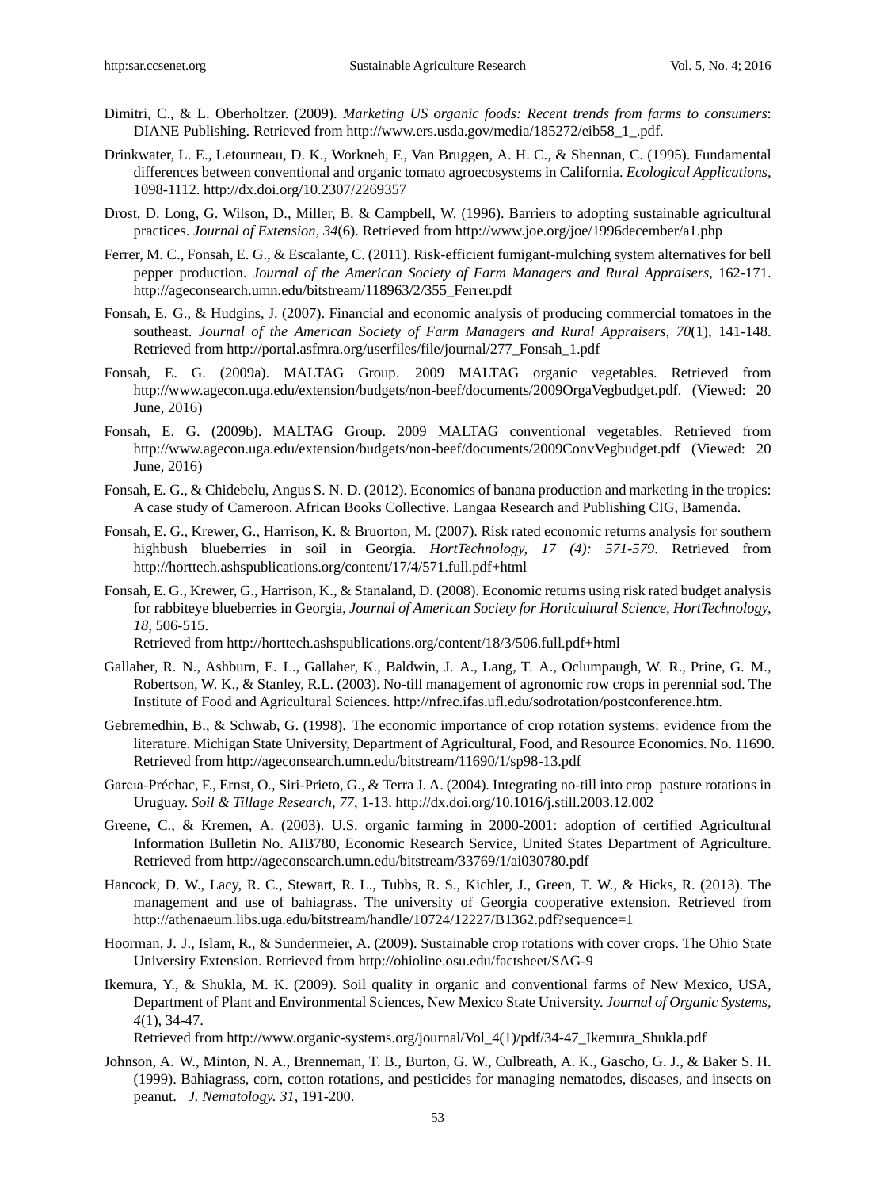Dimitri, C., & L. Oberholtzer. (2009). *Marketing US organic foods: Recent trends from farms to consumers*: DIANE Publishing. Retrieved from http://www.ers.usda.gov/media/185272/eib58_1_.pdf.

Drinkwater, L. E., Letourneau, D. K., Workneh, F., Van Bruggen, A. H. C., & Shennan, C. (1995). Fundamental differences between conventional and organic tomato agroecosystems in California. *Ecological Applications*, 1098-1112. http://dx.doi.org/10.2307/2269357

Drost, D. Long, G. Wilson, D., Miller, B. & Campbell, W. (1996). Barriers to adopting sustainable agricultural practices. *Journal of Extension, 34*(6). Retrieved from http://www.joe.org/joe/1996december/a1.php

Ferrer, M. C., Fonsah, E. G., & Escalante, C. (2011). Risk-efficient fumigant-mulching system alternatives for bell pepper production. *Journal of the American Society of Farm Managers and Rural Appraisers*, 162-171. http://ageconsearch.umn.edu/bitstream/118963/2/355_Ferrer.pdf

Fonsah, E. G., & Hudgins, J. (2007). Financial and economic analysis of producing commercial tomatoes in the southeast. *Journal of the American Society of Farm Managers and Rural Appraisers, 70*(1), 141-148. Retrieved from http://portal.asfmra.org/userfiles/file/journal/277_Fonsah_1.pdf

Fonsah, E. G. (2009a). MALTAG Group. 2009 MALTAG organic vegetables. Retrieved from http://www.agecon.uga.edu/extension/budgets/non-beef/documents/2009OrgaVegbudget.pdf. (Viewed: 20 June, 2016)

Fonsah, E. G. (2009b). MALTAG Group. 2009 MALTAG conventional vegetables. Retrieved from http://www.agecon.uga.edu/extension/budgets/non-beef/documents/2009ConvVegbudget.pdf (Viewed: 20 June, 2016)

Fonsah, E. G., & Chidebelu, Angus S. N. D. (2012). Economics of banana production and marketing in the tropics: A case study of Cameroon. African Books Collective. Langaa Research and Publishing CIG, Bamenda.

Fonsah, E. G., Krewer, G., Harrison, K. & Bruorton, M. (2007). Risk rated economic returns analysis for southern highbush blueberries in soil in Georgia. *HortTechnology, 17 (4): 571-579*. Retrieved from http://horttech.ashspublications.org/content/17/4/571.full.pdf+html

Fonsah, E. G., Krewer, G., Harrison, K., & Stanaland, D. (2008). Economic returns using risk rated budget analysis for rabbiteye blueberries in Georgia, *Journal of American Society for Horticultural Science, HortTechnology, 18*, 506-515.
Retrieved from http://horttech.ashspublications.org/content/18/3/506.full.pdf+html

Gallaher, R. N., Ashburn, E. L., Gallaher, K., Baldwin, J. A., Lang, T. A., Oclumpaugh, W. R., Prine, G. M., Robertson, W. K., & Stanley, R.L. (2003). No-till management of agronomic row crops in perennial sod. The Institute of Food and Agricultural Sciences. http://nfrec.ifas.ufl.edu/sodrotation/postconference.htm.

Gebremedhin, B., & Schwab, G. (1998). The economic importance of crop rotation systems: evidence from the literature. Michigan State University, Department of Agricultural, Food, and Resource Economics. No. 11690. Retrieved from http://ageconsearch.umn.edu/bitstream/11690/1/sp98-13.pdf

Garcıa-Préchac, F., Ernst, O., Siri-Prieto, G., & Terra J. A. (2004). Integrating no-till into crop–pasture rotations in Uruguay. *Soil & Tillage Research, 77*, 1-13. http://dx.doi.org/10.1016/j.still.2003.12.002

Greene, C., & Kremen, A. (2003). U.S. organic farming in 2000-2001: adoption of certified Agricultural Information Bulletin No. AIB780, Economic Research Service, United States Department of Agriculture. Retrieved from http://ageconsearch.umn.edu/bitstream/33769/1/ai030780.pdf

Hancock, D. W., Lacy, R. C., Stewart, R. L., Tubbs, R. S., Kichler, J., Green, T. W., & Hicks, R. (2013). The management and use of bahiagrass. The university of Georgia cooperative extension. Retrieved from http://athenaeum.libs.uga.edu/bitstream/handle/10724/12227/B1362.pdf?sequence=1

Hoorman, J. J., Islam, R., & Sundermeier, A. (2009). Sustainable crop rotations with cover crops. The Ohio State University Extension. Retrieved from http://ohioline.osu.edu/factsheet/SAG-9

Ikemura, Y., & Shukla, M. K. (2009). Soil quality in organic and conventional farms of New Mexico, USA, Department of Plant and Environmental Sciences, New Mexico State University. *Journal of Organic Systems, 4*(1), 34-47.
Retrieved from http://www.organic-systems.org/journal/Vol_4(1)/pdf/34-47_Ikemura_Shukla.pdf

Johnson, A. W., Minton, N. A., Brenneman, T. B., Burton, G. W., Culbreath, A. K., Gascho, G. J., & Baker S. H. (1999). Bahiagrass, corn, cotton rotations, and pesticides for managing nematodes, diseases, and insects on peanut. *J. Nematology. 31*, 191-200.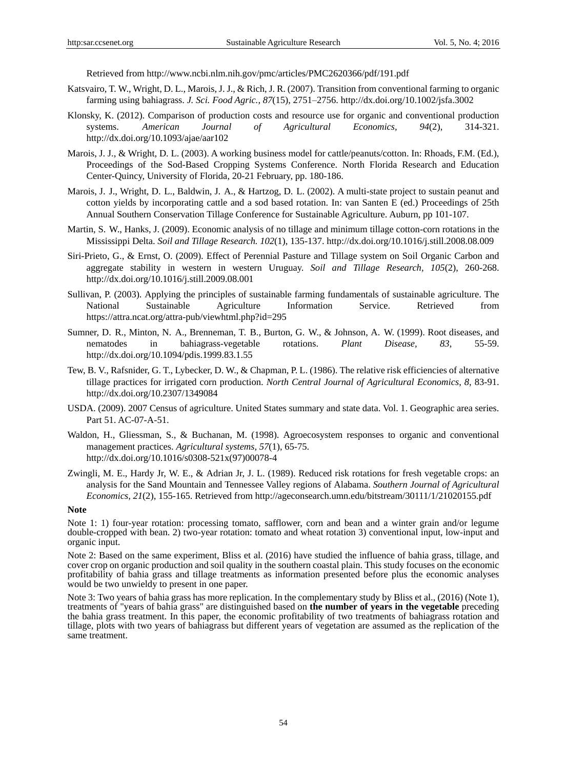Retrieved from http://www.ncbi.nlm.nih.gov/pmc/articles/PMC2620366/pdf/191.pdf

Katsvairo, T. W., Wright, D. L., Marois, J. J., & Rich, J. R. (2007). Transition from conventional farming to organic farming using bahiagrass. *J. Sci. Food Agric., 87*(15), 2751–2756. http://dx.doi.org/10.1002/jsfa.3002

Klonsky, K. (2012). Comparison of production costs and resource use for organic and conventional production systems. *American Journal of Agricultural Economics, 94*(2), 314-321. http://dx.doi.org/10.1093/ajae/aar102

Marois, J. J., & Wright, D. L. (2003). A working business model for cattle/peanuts/cotton. In: Rhoads, F.M. (Ed.), Proceedings of the Sod-Based Cropping Systems Conference. North Florida Research and Education Center-Quincy, University of Florida, 20-21 February, pp. 180-186.

Marois, J. J., Wright, D. L., Baldwin, J. A., & Hartzog, D. L. (2002). A multi-state project to sustain peanut and cotton yields by incorporating cattle and a sod based rotation. In: van Santen E (ed.) Proceedings of 25th Annual Southern Conservation Tillage Conference for Sustainable Agriculture. Auburn, pp 101-107.

Martin, S. W., Hanks, J. (2009). Economic analysis of no tillage and minimum tillage cotton-corn rotations in the Mississippi Delta. *Soil and Tillage Research. 102*(1), 135-137. http://dx.doi.org/10.1016/j.still.2008.08.009

Siri-Prieto, G., & Ernst, O. (2009). Effect of Perennial Pasture and Tillage system on Soil Organic Carbon and aggregate stability in western in western Uruguay. *Soil and Tillage Research, 105*(2), 260-268. http://dx.doi.org/10.1016/j.still.2009.08.001

Sullivan, P. (2003). Applying the principles of sustainable farming fundamentals of sustainable agriculture. The National Sustainable Agriculture Information Service. Retrieved from https://attra.ncat.org/attra-pub/viewhtml.php?id=295

Sumner, D. R., Minton, N. A., Brenneman, T. B., Burton, G. W., & Johnson, A. W. (1999). Root diseases, and nematodes in bahiagrass-vegetable rotations. *Plant Disease, 83*, 55-59. http://dx.doi.org/10.1094/pdis.1999.83.1.55

Tew, B. V., Rafsnider, G. T., Lybecker, D. W., & Chapman, P. L. (1986). The relative risk efficiencies of alternative tillage practices for irrigated corn production. *North Central Journal of Agricultural Economics, 8*, 83-91. http://dx.doi.org/10.2307/1349084

USDA. (2009). 2007 Census of agriculture. United States summary and state data. Vol. 1. Geographic area series. Part 51. AC-07-A-51.

Waldon, H., Gliessman, S., & Buchanan, M. (1998). Agroecosystem responses to organic and conventional management practices. *Agricultural systems, 57*(1), 65-75. http://dx.doi.org/10.1016/s0308-521x(97)00078-4

Zwingli, M. E., Hardy Jr, W. E., & Adrian Jr, J. L. (1989). Reduced risk rotations for fresh vegetable crops: an analysis for the Sand Mountain and Tennessee Valley regions of Alabama. *Southern Journal of Agricultural Economics, 21*(2), 155-165. Retrieved from http://ageconsearch.umn.edu/bitstream/30111/1/21020155.pdf

**Note**

Note 1: 1) four-year rotation: processing tomato, safflower, corn and bean and a winter grain and/or legume double-cropped with bean. 2) two-year rotation: tomato and wheat rotation 3) conventional input, low-input and organic input.

Note 2: Based on the same experiment, Bliss et al. (2016) have studied the influence of bahia grass, tillage, and cover crop on organic production and soil quality in the southern coastal plain. This study focuses on the economic profitability of bahia grass and tillage treatments as information presented before plus the economic analyses would be two unwieldy to present in one paper.

Note 3: Two years of bahia grass has more replication. In the complementary study by Bliss et al., (2016) (Note 1), treatments of "years of bahia grass" are distinguished based on **the number of years in the vegetable** preceding the bahia grass treatment. In this paper, the economic profitability of two treatments of bahiagrass rotation and tillage, plots with two years of bahiagrass but different years of vegetation are assumed as the replication of the same treatment.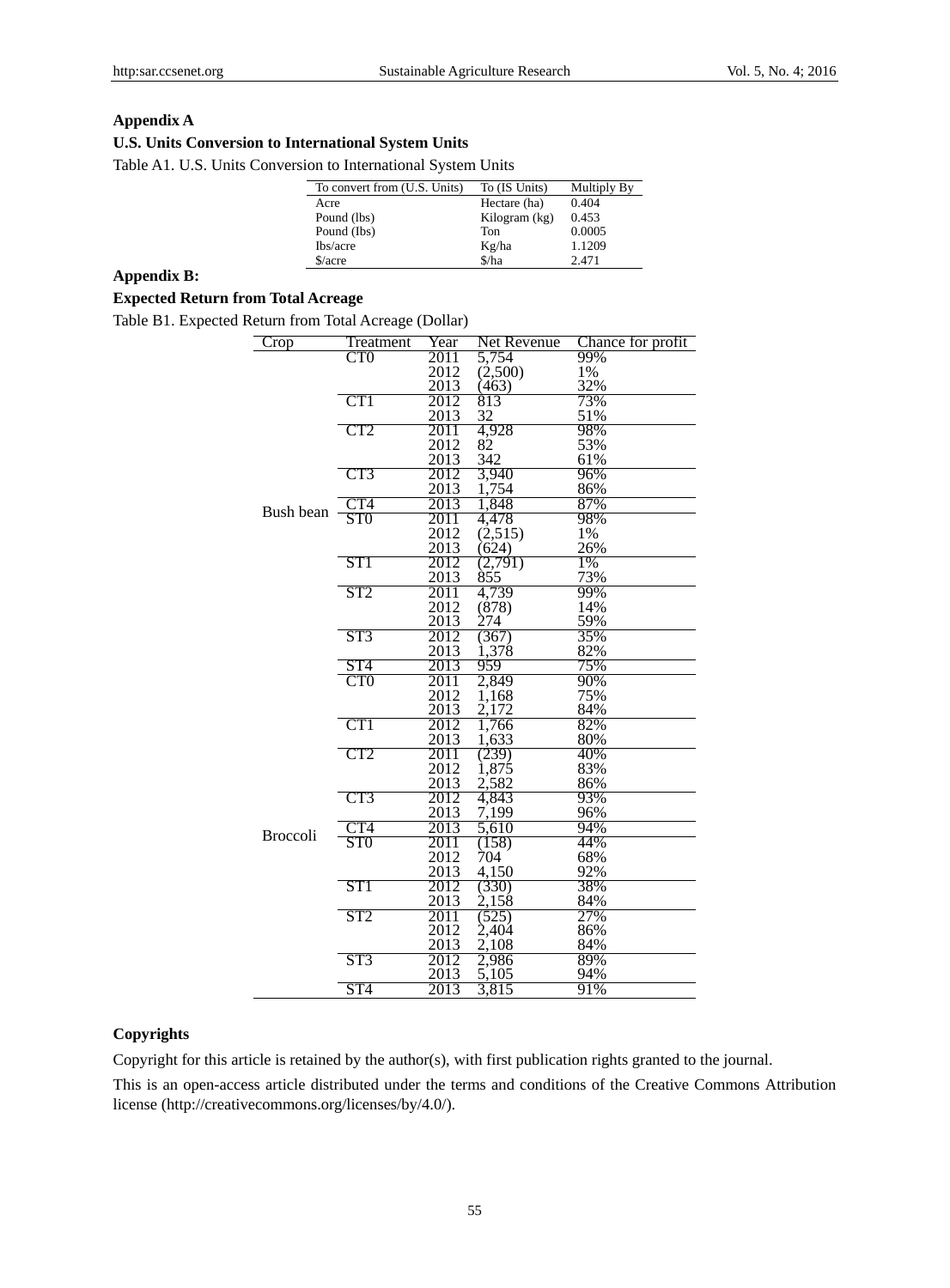## Appendix A

### U.S. Units Conversion to International System Units

Table A1. U.S. Units Conversion to International System Units

| To convert from (U.S. Units) | To (IS Units) | Multiply By |
|---|---|---|
| Acre | Hectare (ha) | 0.404 |
| Pound (lbs) | Kilogram (kg) | 0.453 |
| Pound (Ibs) | Ton | 0.0005 |
| Ibs/acre | Kg/ha | 1.1209 |
| $/acre | $/ha | 2.471 |

## Appendix B:

### Expected Return from Total Acreage

Table B1. Expected Return from Total Acreage (Dollar)

| Crop | Treatment | Year | Net Revenue | Chance for profit |
|---|---|---|---|---|
| Bush bean | CT0 | 2011 | 5,754 | 99% |
| | | 2012 | (2,500) | 1% |
| | | 2013 | (463) | 32% |
| | CT1 | 2012 | 813 | 73% |
| | | 2013 | 32 | 51% |
| | CT2 | 2011 | 4,928 | 98% |
| | | 2012 | 82 | 53% |
| | | 2013 | 342 | 61% |
| | CT3 | 2012 | 3,940 | 96% |
| | | 2013 | 1,754 | 86% |
| | CT4 | 2013 | 1,848 | 87% |
| | ST0 | 2011 | 4,478 | 98% |
| | | 2012 | (2,515) | 1% |
| | | 2013 | (624) | 26% |
| | ST1 | 2012 | (2,791) | 1% |
| | | 2013 | 855 | 73% |
| | ST2 | 2011 | 4,739 | 99% |
| | | 2012 | (878) | 14% |
| | | 2013 | 274 | 59% |
| | ST3 | 2012 | (367) | 35% |
| | | 2013 | 1,378 | 82% |
| | ST4 | 2013 | 959 | 75% |
| Broccoli | CT0 | 2011 | 2,849 | 90% |
| | | 2012 | 1,168 | 75% |
| | | 2013 | 2,172 | 84% |
| | CT1 | 2012 | 1,766 | 82% |
| | | 2013 | 1,633 | 80% |
| | CT2 | 2011 | (239) | 40% |
| | | 2012 | 1,875 | 83% |
| | | 2013 | 2,582 | 86% |
| | CT3 | 2012 | 4,843 | 93% |
| | | 2013 | 7,199 | 96% |
| | CT4 | 2013 | 5,610 | 94% |
| | ST0 | 2011 | (158) | 44% |
| | | 2012 | 704 | 68% |
| | | 2013 | 4,150 | 92% |
| | ST1 | 2012 | (330) | 38% |
| | | 2013 | 2,158 | 84% |
| | ST2 | 2011 | (525) | 27% |
| | | 2012 | 2,404 | 86% |
| | | 2013 | 2,108 | 84% |
| | ST3 | 2012 | 2,986 | 89% |
| | | 2013 | 5,105 | 94% |
| | ST4 | 2013 | 3,815 | 91% |

## Copyrights

Copyright for this article is retained by the author(s), with first publication rights granted to the journal.

This is an open-access article distributed under the terms and conditions of the Creative Commons Attribution license (http://creativecommons.org/licenses/by/4.0/).